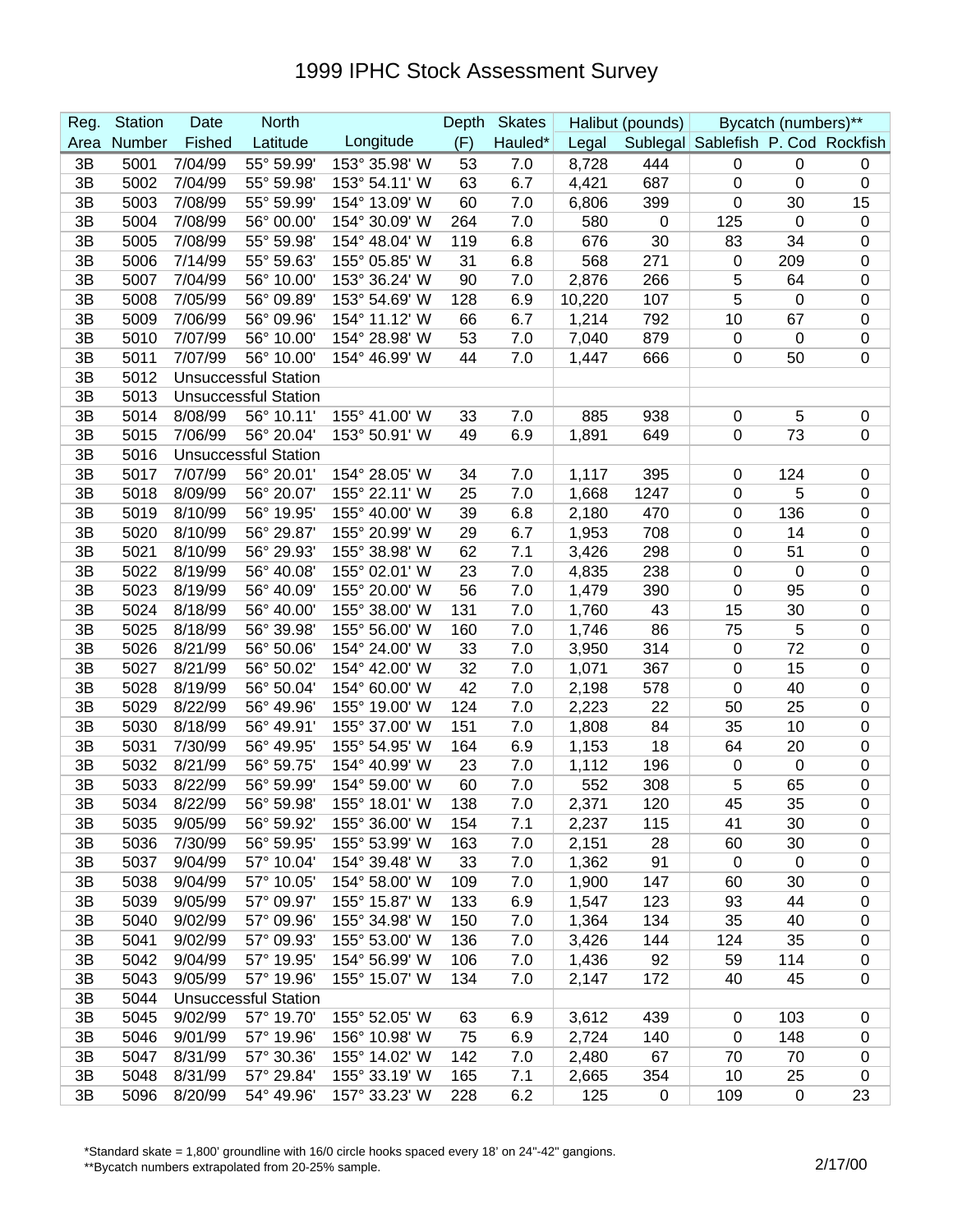# 1999 IPHC Stock Assessment Survey

| Reg. | Station | Date | North | | Depth | Skates | Halibut (pounds) | | Bycatch (numbers)** | | |
|---|---|---|---|---|---|---|---|---|---|---|---|
| Area | Number | Fished | Latitude | Longitude | (F) | Hauled* | Legal | Sublegal | Sablefish | P. Cod | Rockfish |
| 3B | 5001 | 7/04/99 | 55° 59.99' | 153° 35.98' W | 53 | 7.0 | 8,728 | 444 | 0 | 0 | 0 |
| 3B | 5002 | 7/04/99 | 55° 59.98' | 153° 54.11' W | 63 | 6.7 | 4,421 | 687 | 0 | 0 | 0 |
| 3B | 5003 | 7/08/99 | 55° 59.99' | 154° 13.09' W | 60 | 7.0 | 6,806 | 399 | 0 | 30 | 15 |
| 3B | 5004 | 7/08/99 | 56° 00.00' | 154° 30.09' W | 264 | 7.0 | 580 | 0 | 125 | 0 | 0 |
| 3B | 5005 | 7/08/99 | 55° 59.98' | 154° 48.04' W | 119 | 6.8 | 676 | 30 | 83 | 34 | 0 |
| 3B | 5006 | 7/14/99 | 55° 59.63' | 155° 05.85' W | 31 | 6.8 | 568 | 271 | 0 | 209 | 0 |
| 3B | 5007 | 7/04/99 | 56° 10.00' | 153° 36.24' W | 90 | 7.0 | 2,876 | 266 | 5 | 64 | 0 |
| 3B | 5008 | 7/05/99 | 56° 09.89' | 153° 54.69' W | 128 | 6.9 | 10,220 | 107 | 5 | 0 | 0 |
| 3B | 5009 | 7/06/99 | 56° 09.96' | 154° 11.12' W | 66 | 6.7 | 1,214 | 792 | 10 | 67 | 0 |
| 3B | 5010 | 7/07/99 | 56° 10.00' | 154° 28.98' W | 53 | 7.0 | 7,040 | 879 | 0 | 0 | 0 |
| 3B | 5011 | 7/07/99 | 56° 10.00' | 154° 46.99' W | 44 | 7.0 | 1,447 | 666 | 0 | 50 | 0 |
| 3B | 5012 | Unsuccessful Station | | | | | | | | | |
| 3B | 5013 | Unsuccessful Station | | | | | | | | | |
| 3B | 5014 | 8/08/99 | 56° 10.11' | 155° 41.00' W | 33 | 7.0 | 885 | 938 | 0 | 5 | 0 |
| 3B | 5015 | 7/06/99 | 56° 20.04' | 153° 50.91' W | 49 | 6.9 | 1,891 | 649 | 0 | 73 | 0 |
| 3B | 5016 | Unsuccessful Station | | | | | | | | | |
| 3B | 5017 | 7/07/99 | 56° 20.01' | 154° 28.05' W | 34 | 7.0 | 1,117 | 395 | 0 | 124 | 0 |
| 3B | 5018 | 8/09/99 | 56° 20.07' | 155° 22.11' W | 25 | 7.0 | 1,668 | 1247 | 0 | 5 | 0 |
| 3B | 5019 | 8/10/99 | 56° 19.95' | 155° 40.00' W | 39 | 6.8 | 2,180 | 470 | 0 | 136 | 0 |
| 3B | 5020 | 8/10/99 | 56° 29.87' | 155° 20.99' W | 29 | 6.7 | 1,953 | 708 | 0 | 14 | 0 |
| 3B | 5021 | 8/10/99 | 56° 29.93' | 155° 38.98' W | 62 | 7.1 | 3,426 | 298 | 0 | 51 | 0 |
| 3B | 5022 | 8/19/99 | 56° 40.08' | 155° 02.01' W | 23 | 7.0 | 4,835 | 238 | 0 | 0 | 0 |
| 3B | 5023 | 8/19/99 | 56° 40.09' | 155° 20.00' W | 56 | 7.0 | 1,479 | 390 | 0 | 95 | 0 |
| 3B | 5024 | 8/18/99 | 56° 40.00' | 155° 38.00' W | 131 | 7.0 | 1,760 | 43 | 15 | 30 | 0 |
| 3B | 5025 | 8/18/99 | 56° 39.98' | 155° 56.00' W | 160 | 7.0 | 1,746 | 86 | 75 | 5 | 0 |
| 3B | 5026 | 8/21/99 | 56° 50.06' | 154° 24.00' W | 33 | 7.0 | 3,950 | 314 | 0 | 72 | 0 |
| 3B | 5027 | 8/21/99 | 56° 50.02' | 154° 42.00' W | 32 | 7.0 | 1,071 | 367 | 0 | 15 | 0 |
| 3B | 5028 | 8/19/99 | 56° 50.04' | 154° 60.00' W | 42 | 7.0 | 2,198 | 578 | 0 | 40 | 0 |
| 3B | 5029 | 8/22/99 | 56° 49.96' | 155° 19.00' W | 124 | 7.0 | 2,223 | 22 | 50 | 25 | 0 |
| 3B | 5030 | 8/18/99 | 56° 49.91' | 155° 37.00' W | 151 | 7.0 | 1,808 | 84 | 35 | 10 | 0 |
| 3B | 5031 | 7/30/99 | 56° 49.95' | 155° 54.95' W | 164 | 6.9 | 1,153 | 18 | 64 | 20 | 0 |
| 3B | 5032 | 8/21/99 | 56° 59.75' | 154° 40.99' W | 23 | 7.0 | 1,112 | 196 | 0 | 0 | 0 |
| 3B | 5033 | 8/22/99 | 56° 59.99' | 154° 59.00' W | 60 | 7.0 | 552 | 308 | 5 | 65 | 0 |
| 3B | 5034 | 8/22/99 | 56° 59.98' | 155° 18.01' W | 138 | 7.0 | 2,371 | 120 | 45 | 35 | 0 |
| 3B | 5035 | 9/05/99 | 56° 59.92' | 155° 36.00' W | 154 | 7.1 | 2,237 | 115 | 41 | 30 | 0 |
| 3B | 5036 | 7/30/99 | 56° 59.95' | 155° 53.99' W | 163 | 7.0 | 2,151 | 28 | 60 | 30 | 0 |
| 3B | 5037 | 9/04/99 | 57° 10.04' | 154° 39.48' W | 33 | 7.0 | 1,362 | 91 | 0 | 0 | 0 |
| 3B | 5038 | 9/04/99 | 57° 10.05' | 154° 58.00' W | 109 | 7.0 | 1,900 | 147 | 60 | 30 | 0 |
| 3B | 5039 | 9/05/99 | 57° 09.97' | 155° 15.87' W | 133 | 6.9 | 1,547 | 123 | 93 | 44 | 0 |
| 3B | 5040 | 9/02/99 | 57° 09.96' | 155° 34.98' W | 150 | 7.0 | 1,364 | 134 | 35 | 40 | 0 |
| 3B | 5041 | 9/02/99 | 57° 09.93' | 155° 53.00' W | 136 | 7.0 | 3,426 | 144 | 124 | 35 | 0 |
| 3B | 5042 | 9/04/99 | 57° 19.95' | 154° 56.99' W | 106 | 7.0 | 1,436 | 92 | 59 | 114 | 0 |
| 3B | 5043 | 9/05/99 | 57° 19.96' | 155° 15.07' W | 134 | 7.0 | 2,147 | 172 | 40 | 45 | 0 |
| 3B | 5044 | Unsuccessful Station | | | | | | | | | |
| 3B | 5045 | 9/02/99 | 57° 19.70' | 155° 52.05' W | 63 | 6.9 | 3,612 | 439 | 0 | 103 | 0 |
| 3B | 5046 | 9/01/99 | 57° 19.96' | 156° 10.98' W | 75 | 6.9 | 2,724 | 140 | 0 | 148 | 0 |
| 3B | 5047 | 8/31/99 | 57° 30.36' | 155° 14.02' W | 142 | 7.0 | 2,480 | 67 | 70 | 70 | 0 |
| 3B | 5048 | 8/31/99 | 57° 29.84' | 155° 33.19' W | 165 | 7.1 | 2,665 | 354 | 10 | 25 | 0 |
| 3B | 5096 | 8/20/99 | 54° 49.96' | 157° 33.23' W | 228 | 6.2 | 125 | 0 | 109 | 0 | 23 |

*Standard skate = 1,800' groundline with 16/0 circle hooks spaced every 18' on 24"-42" gangions.

**Bycatch numbers extrapolated from 20-25% sample.

2/17/00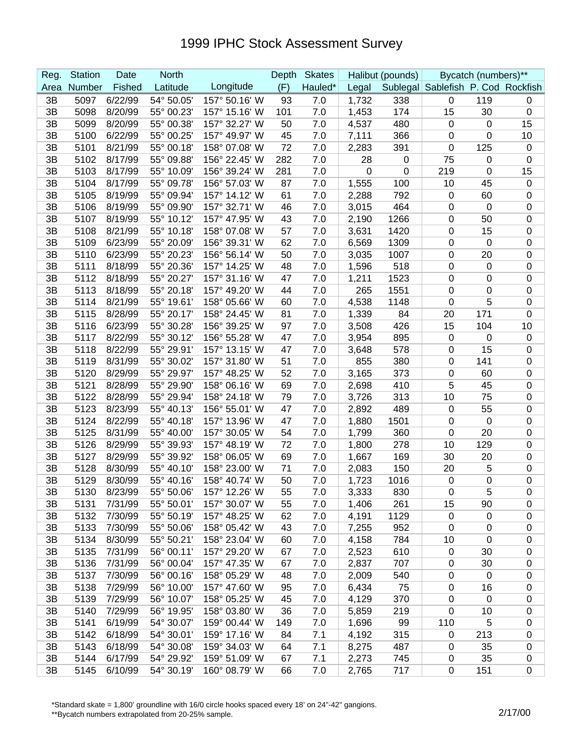# 1999 IPHC Stock Assessment Survey

| Reg. | Station | Date | North | | Depth | Skates | Halibut (pounds) | | Bycatch (numbers)** | | |
|---|---|---|---|---|---|---|---|---|---|---|---|
| Area | Number | Fished | Latitude | Longitude | (F) | Hauled* | Legal | Sublegal | Sablefish | P. Cod | Rockfish |
| 3B | 5097 | 6/22/99 | 54° 50.05' | 157° 50.16' W | 93 | 7.0 | 1,732 | 338 | 0 | 119 | 0 |
| 3B | 5098 | 8/20/99 | 55° 00.23' | 157° 15.16' W | 101 | 7.0 | 1,453 | 174 | 15 | 30 | 0 |
| 3B | 5099 | 8/20/99 | 55° 00.38' | 157° 32.27' W | 50 | 7.0 | 4,537 | 480 | 0 | 0 | 15 |
| 3B | 5100 | 6/22/99 | 55° 00.25' | 157° 49.97' W | 45 | 7.0 | 7,111 | 366 | 0 | 0 | 10 |
| 3B | 5101 | 8/21/99 | 55° 00.18' | 158° 07.08' W | 72 | 7.0 | 2,283 | 391 | 0 | 125 | 0 |
| 3B | 5102 | 8/17/99 | 55° 09.88' | 156° 22.45' W | 282 | 7.0 | 28 | 0 | 75 | 0 | 0 |
| 3B | 5103 | 8/17/99 | 55° 10.09' | 156° 39.24' W | 281 | 7.0 | 0 | 0 | 219 | 0 | 15 |
| 3B | 5104 | 8/17/99 | 55° 09.78' | 156° 57.03' W | 87 | 7.0 | 1,555 | 100 | 10 | 45 | 0 |
| 3B | 5105 | 8/19/99 | 55° 09.94' | 157° 14.12' W | 61 | 7.0 | 2,288 | 792 | 0 | 60 | 0 |
| 3B | 5106 | 8/19/99 | 55° 09.90' | 157° 32.71' W | 46 | 7.0 | 3,015 | 464 | 0 | 0 | 0 |
| 3B | 5107 | 8/19/99 | 55° 10.12' | 157° 47.95' W | 43 | 7.0 | 2,190 | 1266 | 0 | 50 | 0 |
| 3B | 5108 | 8/21/99 | 55° 10.18' | 158° 07.08' W | 57 | 7.0 | 3,631 | 1420 | 0 | 15 | 0 |
| 3B | 5109 | 6/23/99 | 55° 20.09' | 156° 39.31' W | 62 | 7.0 | 6,569 | 1309 | 0 | 0 | 0 |
| 3B | 5110 | 6/23/99 | 55° 20.23' | 156° 56.14' W | 50 | 7.0 | 3,035 | 1007 | 0 | 20 | 0 |
| 3B | 5111 | 8/18/99 | 55° 20.36' | 157° 14.25' W | 48 | 7.0 | 1,596 | 518 | 0 | 0 | 0 |
| 3B | 5112 | 8/18/99 | 55° 20.27' | 157° 31.16' W | 47 | 7.0 | 1,211 | 1523 | 0 | 0 | 0 |
| 3B | 5113 | 8/18/99 | 55° 20.18' | 157° 49.20' W | 44 | 7.0 | 265 | 1551 | 0 | 0 | 0 |
| 3B | 5114 | 8/21/99 | 55° 19.61' | 158° 05.66' W | 60 | 7.0 | 4,538 | 1148 | 0 | 5 | 0 |
| 3B | 5115 | 8/28/99 | 55° 20.17' | 158° 24.45' W | 81 | 7.0 | 1,339 | 84 | 20 | 171 | 0 |
| 3B | 5116 | 6/23/99 | 55° 30.28' | 156° 39.25' W | 97 | 7.0 | 3,508 | 426 | 15 | 104 | 10 |
| 3B | 5117 | 8/22/99 | 55° 30.12' | 156° 55.28' W | 47 | 7.0 | 3,954 | 895 | 0 | 0 | 0 |
| 3B | 5118 | 8/22/99 | 55° 29.91' | 157° 13.15' W | 47 | 7.0 | 3,648 | 578 | 0 | 15 | 0 |
| 3B | 5119 | 8/31/99 | 55° 30.02' | 157° 31.80' W | 51 | 7.0 | 855 | 380 | 0 | 141 | 0 |
| 3B | 5120 | 8/29/99 | 55° 29.97' | 157° 48.25' W | 52 | 7.0 | 3,165 | 373 | 0 | 60 | 0 |
| 3B | 5121 | 8/28/99 | 55° 29.90' | 158° 06.16' W | 69 | 7.0 | 2,698 | 410 | 5 | 45 | 0 |
| 3B | 5122 | 8/28/99 | 55° 29.94' | 158° 24.18' W | 79 | 7.0 | 3,726 | 313 | 10 | 75 | 0 |
| 3B | 5123 | 8/23/99 | 55° 40.13' | 156° 55.01' W | 47 | 7.0 | 2,892 | 489 | 0 | 55 | 0 |
| 3B | 5124 | 8/22/99 | 55° 40.18' | 157° 13.96' W | 47 | 7.0 | 1,880 | 1501 | 0 | 0 | 0 |
| 3B | 5125 | 8/31/99 | 55° 40.00' | 157° 30.05' W | 54 | 7.0 | 1,799 | 360 | 0 | 20 | 0 |
| 3B | 5126 | 8/29/99 | 55° 39.93' | 157° 48.19' W | 72 | 7.0 | 1,800 | 278 | 10 | 129 | 0 |
| 3B | 5127 | 8/29/99 | 55° 39.92' | 158° 06.05' W | 69 | 7.0 | 1,667 | 169 | 30 | 20 | 0 |
| 3B | 5128 | 8/30/99 | 55° 40.10' | 158° 23.00' W | 71 | 7.0 | 2,083 | 150 | 20 | 5 | 0 |
| 3B | 5129 | 8/30/99 | 55° 40.16' | 158° 40.74' W | 50 | 7.0 | 1,723 | 1016 | 0 | 0 | 0 |
| 3B | 5130 | 8/23/99 | 55° 50.06' | 157° 12.26' W | 55 | 7.0 | 3,333 | 830 | 0 | 5 | 0 |
| 3B | 5131 | 7/31/99 | 55° 50.01' | 157° 30.07' W | 55 | 7.0 | 1,406 | 261 | 15 | 90 | 0 |
| 3B | 5132 | 7/30/99 | 55° 50.19' | 157° 48.25' W | 62 | 7.0 | 4,191 | 1129 | 0 | 0 | 0 |
| 3B | 5133 | 7/30/99 | 55° 50.06' | 158° 05.42' W | 43 | 7.0 | 7,255 | 952 | 0 | 0 | 0 |
| 3B | 5134 | 8/30/99 | 55° 50.21' | 158° 23.04' W | 60 | 7.0 | 4,158 | 784 | 10 | 0 | 0 |
| 3B | 5135 | 7/31/99 | 56° 00.11' | 157° 29.20' W | 67 | 7.0 | 2,523 | 610 | 0 | 30 | 0 |
| 3B | 5136 | 7/31/99 | 56° 00.04' | 157° 47.35' W | 67 | 7.0 | 2,837 | 707 | 0 | 30 | 0 |
| 3B | 5137 | 7/30/99 | 56° 00.16' | 158° 05.29' W | 48 | 7.0 | 2,009 | 540 | 0 | 0 | 0 |
| 3B | 5138 | 7/29/99 | 56° 10.00' | 157° 47.60' W | 95 | 7.0 | 6,434 | 75 | 0 | 16 | 0 |
| 3B | 5139 | 7/29/99 | 56° 10.07' | 158° 05.25' W | 45 | 7.0 | 4,129 | 370 | 0 | 0 | 0 |
| 3B | 5140 | 7/29/99 | 56° 19.95' | 158° 03.80' W | 36 | 7.0 | 5,859 | 219 | 0 | 10 | 0 |
| 3B | 5141 | 6/19/99 | 54° 30.07' | 159° 00.44' W | 149 | 7.0 | 1,696 | 99 | 110 | 5 | 0 |
| 3B | 5142 | 6/18/99 | 54° 30.01' | 159° 17.16' W | 84 | 7.1 | 4,192 | 315 | 0 | 213 | 0 |
| 3B | 5143 | 6/18/99 | 54° 30.08' | 159° 34.03' W | 64 | 7.1 | 8,275 | 487 | 0 | 35 | 0 |
| 3B | 5144 | 6/17/99 | 54° 29.92' | 159° 51.09' W | 67 | 7.1 | 2,273 | 745 | 0 | 35 | 0 |
| 3B | 5145 | 6/10/99 | 54° 30.19' | 160° 08.79' W | 66 | 7.0 | 2,765 | 717 | 0 | 151 | 0 |

*Standard skate = 1,800' groundline with 16/0 circle hooks spaced every 18' on 24"-42" gangions.
**Bycatch numbers extrapolated from 20-25% sample.

2/17/00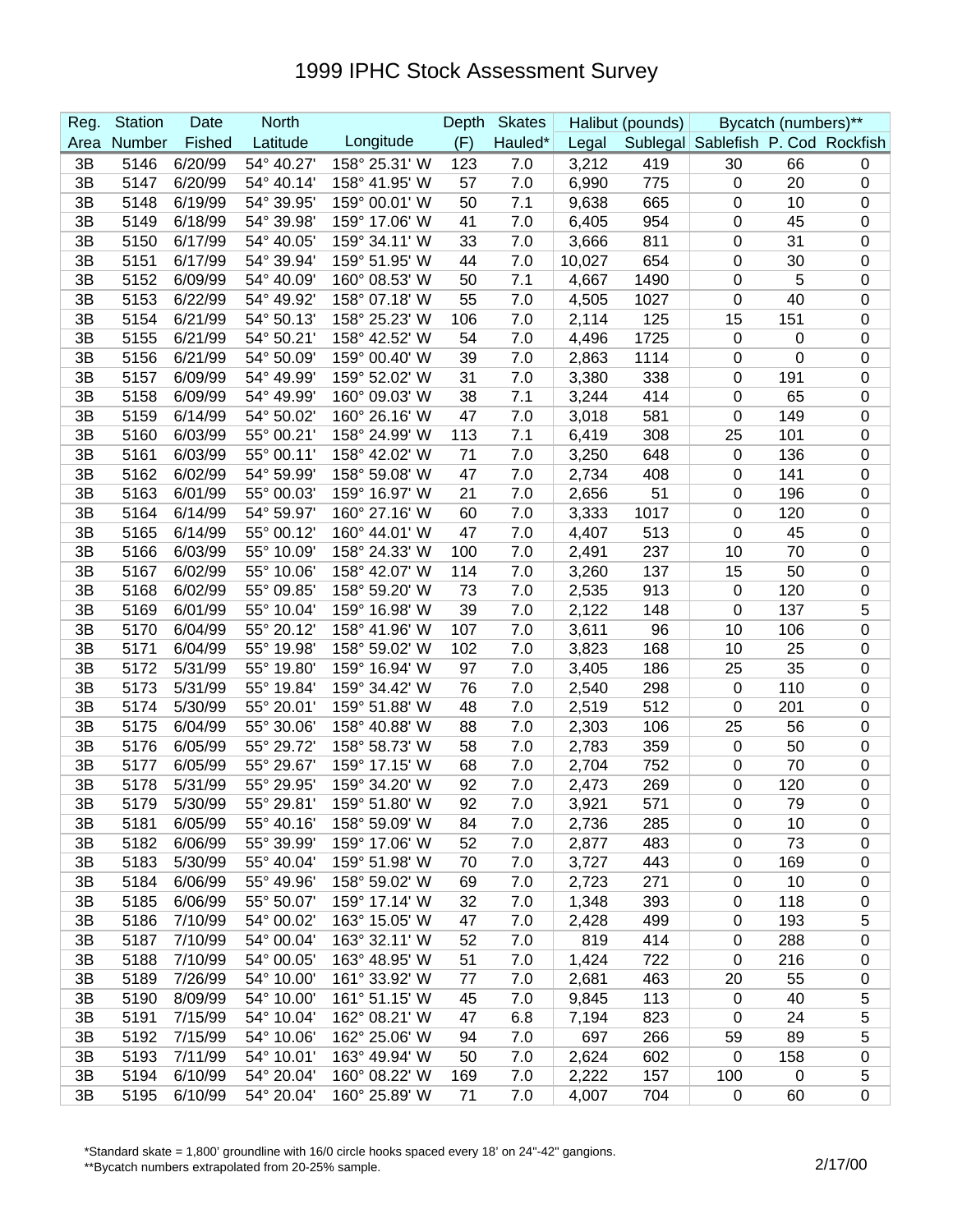# 1999 IPHC Stock Assessment Survey

| Reg. | Station | Date | North | | Depth | Skates | Halibut (pounds) | | Bycatch (numbers)** | | |
|---|---|---|---|---|---|---|---|---|---|---|---|
| Area | Number | Fished | Latitude | Longitude | (F) | Hauled* | Legal | Sublegal | Sablefish | P. Cod | Rockfish |
| 3B | 5146 | 6/20/99 | 54° 40.27' | 158° 25.31' W | 123 | 7.0 | 3,212 | 419 | 30 | 66 | 0 |
| 3B | 5147 | 6/20/99 | 54° 40.14' | 158° 41.95' W | 57 | 7.0 | 6,990 | 775 | 0 | 20 | 0 |
| 3B | 5148 | 6/19/99 | 54° 39.95' | 159° 00.01' W | 50 | 7.1 | 9,638 | 665 | 0 | 10 | 0 |
| 3B | 5149 | 6/18/99 | 54° 39.98' | 159° 17.06' W | 41 | 7.0 | 6,405 | 954 | 0 | 45 | 0 |
| 3B | 5150 | 6/17/99 | 54° 40.05' | 159° 34.11' W | 33 | 7.0 | 3,666 | 811 | 0 | 31 | 0 |
| 3B | 5151 | 6/17/99 | 54° 39.94' | 159° 51.95' W | 44 | 7.0 | 10,027 | 654 | 0 | 30 | 0 |
| 3B | 5152 | 6/09/99 | 54° 40.09' | 160° 08.53' W | 50 | 7.1 | 4,667 | 1490 | 0 | 5 | 0 |
| 3B | 5153 | 6/22/99 | 54° 49.92' | 158° 07.18' W | 55 | 7.0 | 4,505 | 1027 | 0 | 40 | 0 |
| 3B | 5154 | 6/21/99 | 54° 50.13' | 158° 25.23' W | 106 | 7.0 | 2,114 | 125 | 15 | 151 | 0 |
| 3B | 5155 | 6/21/99 | 54° 50.21' | 158° 42.52' W | 54 | 7.0 | 4,496 | 1725 | 0 | 0 | 0 |
| 3B | 5156 | 6/21/99 | 54° 50.09' | 159° 00.40' W | 39 | 7.0 | 2,863 | 1114 | 0 | 0 | 0 |
| 3B | 5157 | 6/09/99 | 54° 49.99' | 159° 52.02' W | 31 | 7.0 | 3,380 | 338 | 0 | 191 | 0 |
| 3B | 5158 | 6/09/99 | 54° 49.99' | 160° 09.03' W | 38 | 7.1 | 3,244 | 414 | 0 | 65 | 0 |
| 3B | 5159 | 6/14/99 | 54° 50.02' | 160° 26.16' W | 47 | 7.0 | 3,018 | 581 | 0 | 149 | 0 |
| 3B | 5160 | 6/03/99 | 55° 00.21' | 158° 24.99' W | 113 | 7.1 | 6,419 | 308 | 25 | 101 | 0 |
| 3B | 5161 | 6/03/99 | 55° 00.11' | 158° 42.02' W | 71 | 7.0 | 3,250 | 648 | 0 | 136 | 0 |
| 3B | 5162 | 6/02/99 | 54° 59.99' | 158° 59.08' W | 47 | 7.0 | 2,734 | 408 | 0 | 141 | 0 |
| 3B | 5163 | 6/01/99 | 55° 00.03' | 159° 16.97' W | 21 | 7.0 | 2,656 | 51 | 0 | 196 | 0 |
| 3B | 5164 | 6/14/99 | 54° 59.97' | 160° 27.16' W | 60 | 7.0 | 3,333 | 1017 | 0 | 120 | 0 |
| 3B | 5165 | 6/14/99 | 55° 00.12' | 160° 44.01' W | 47 | 7.0 | 4,407 | 513 | 0 | 45 | 0 |
| 3B | 5166 | 6/03/99 | 55° 10.09' | 158° 24.33' W | 100 | 7.0 | 2,491 | 237 | 10 | 70 | 0 |
| 3B | 5167 | 6/02/99 | 55° 10.06' | 158° 42.07' W | 114 | 7.0 | 3,260 | 137 | 15 | 50 | 0 |
| 3B | 5168 | 6/02/99 | 55° 09.85' | 158° 59.20' W | 73 | 7.0 | 2,535 | 913 | 0 | 120 | 0 |
| 3B | 5169 | 6/01/99 | 55° 10.04' | 159° 16.98' W | 39 | 7.0 | 2,122 | 148 | 0 | 137 | 5 |
| 3B | 5170 | 6/04/99 | 55° 20.12' | 158° 41.96' W | 107 | 7.0 | 3,611 | 96 | 10 | 106 | 0 |
| 3B | 5171 | 6/04/99 | 55° 19.98' | 158° 59.02' W | 102 | 7.0 | 3,823 | 168 | 10 | 25 | 0 |
| 3B | 5172 | 5/31/99 | 55° 19.80' | 159° 16.94' W | 97 | 7.0 | 3,405 | 186 | 25 | 35 | 0 |
| 3B | 5173 | 5/31/99 | 55° 19.84' | 159° 34.42' W | 76 | 7.0 | 2,540 | 298 | 0 | 110 | 0 |
| 3B | 5174 | 5/30/99 | 55° 20.01' | 159° 51.88' W | 48 | 7.0 | 2,519 | 512 | 0 | 201 | 0 |
| 3B | 5175 | 6/04/99 | 55° 30.06' | 158° 40.88' W | 88 | 7.0 | 2,303 | 106 | 25 | 56 | 0 |
| 3B | 5176 | 6/05/99 | 55° 29.72' | 158° 58.73' W | 58 | 7.0 | 2,783 | 359 | 0 | 50 | 0 |
| 3B | 5177 | 6/05/99 | 55° 29.67' | 159° 17.15' W | 68 | 7.0 | 2,704 | 752 | 0 | 70 | 0 |
| 3B | 5178 | 5/31/99 | 55° 29.95' | 159° 34.20' W | 92 | 7.0 | 2,473 | 269 | 0 | 120 | 0 |
| 3B | 5179 | 5/30/99 | 55° 29.81' | 159° 51.80' W | 92 | 7.0 | 3,921 | 571 | 0 | 79 | 0 |
| 3B | 5181 | 6/05/99 | 55° 40.16' | 158° 59.09' W | 84 | 7.0 | 2,736 | 285 | 0 | 10 | 0 |
| 3B | 5182 | 6/06/99 | 55° 39.99' | 159° 17.06' W | 52 | 7.0 | 2,877 | 483 | 0 | 73 | 0 |
| 3B | 5183 | 5/30/99 | 55° 40.04' | 159° 51.98' W | 70 | 7.0 | 3,727 | 443 | 0 | 169 | 0 |
| 3B | 5184 | 6/06/99 | 55° 49.96' | 158° 59.02' W | 69 | 7.0 | 2,723 | 271 | 0 | 10 | 0 |
| 3B | 5185 | 6/06/99 | 55° 50.07' | 159° 17.14' W | 32 | 7.0 | 1,348 | 393 | 0 | 118 | 0 |
| 3B | 5186 | 7/10/99 | 54° 00.02' | 163° 15.05' W | 47 | 7.0 | 2,428 | 499 | 0 | 193 | 5 |
| 3B | 5187 | 7/10/99 | 54° 00.04' | 163° 32.11' W | 52 | 7.0 | 819 | 414 | 0 | 288 | 0 |
| 3B | 5188 | 7/10/99 | 54° 00.05' | 163° 48.95' W | 51 | 7.0 | 1,424 | 722 | 0 | 216 | 0 |
| 3B | 5189 | 7/26/99 | 54° 10.00' | 161° 33.92' W | 77 | 7.0 | 2,681 | 463 | 20 | 55 | 0 |
| 3B | 5190 | 8/09/99 | 54° 10.00' | 161° 51.15' W | 45 | 7.0 | 9,845 | 113 | 0 | 40 | 5 |
| 3B | 5191 | 7/15/99 | 54° 10.04' | 162° 08.21' W | 47 | 6.8 | 7,194 | 823 | 0 | 24 | 5 |
| 3B | 5192 | 7/15/99 | 54° 10.06' | 162° 25.06' W | 94 | 7.0 | 697 | 266 | 59 | 89 | 5 |
| 3B | 5193 | 7/11/99 | 54° 10.01' | 163° 49.94' W | 50 | 7.0 | 2,624 | 602 | 0 | 158 | 0 |
| 3B | 5194 | 6/10/99 | 54° 20.04' | 160° 08.22' W | 169 | 7.0 | 2,222 | 157 | 100 | 0 | 5 |
| 3B | 5195 | 6/10/99 | 54° 20.04' | 160° 25.89' W | 71 | 7.0 | 4,007 | 704 | 0 | 60 | 0 |

*Standard skate = 1,800' groundline with 16/0 circle hooks spaced every 18' on 24"-42" gangions.
**Bycatch numbers extrapolated from 20-25% sample.

2/17/00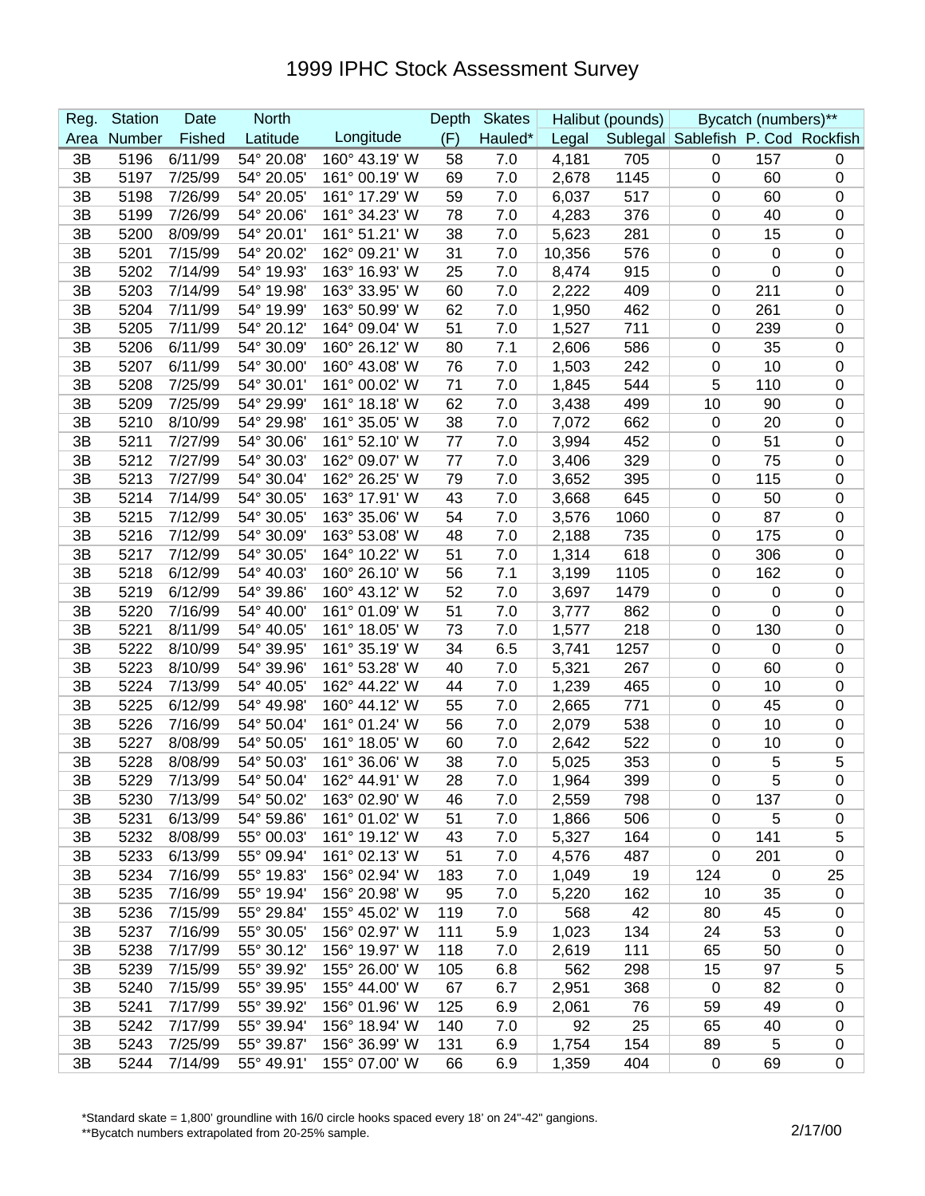# 1999 IPHC Stock Assessment Survey

| Reg. | Station | Date | North | | Depth | Skates | Halibut (pounds) | | Bycatch (numbers)** | | |
|---|---|---|---|---|---|---|---|---|---|---|---|
| Area | Number | Fished | Latitude | Longitude | (F) | Hauled* | Legal | Sublegal | Sablefish | P. Cod | Rockfish |
| 3B | 5196 | 6/11/99 | 54° 20.08' | 160° 43.19' W | 58 | 7.0 | 4,181 | 705 | 0 | 157 | 0 |
| 3B | 5197 | 7/25/99 | 54° 20.05' | 161° 00.19' W | 69 | 7.0 | 2,678 | 1145 | 0 | 60 | 0 |
| 3B | 5198 | 7/26/99 | 54° 20.05' | 161° 17.29' W | 59 | 7.0 | 6,037 | 517 | 0 | 60 | 0 |
| 3B | 5199 | 7/26/99 | 54° 20.06' | 161° 34.23' W | 78 | 7.0 | 4,283 | 376 | 0 | 40 | 0 |
| 3B | 5200 | 8/09/99 | 54° 20.01' | 161° 51.21' W | 38 | 7.0 | 5,623 | 281 | 0 | 15 | 0 |
| 3B | 5201 | 7/15/99 | 54° 20.02' | 162° 09.21' W | 31 | 7.0 | 10,356 | 576 | 0 | 0 | 0 |
| 3B | 5202 | 7/14/99 | 54° 19.93' | 163° 16.93' W | 25 | 7.0 | 8,474 | 915 | 0 | 0 | 0 |
| 3B | 5203 | 7/14/99 | 54° 19.98' | 163° 33.95' W | 60 | 7.0 | 2,222 | 409 | 0 | 211 | 0 |
| 3B | 5204 | 7/11/99 | 54° 19.99' | 163° 50.99' W | 62 | 7.0 | 1,950 | 462 | 0 | 261 | 0 |
| 3B | 5205 | 7/11/99 | 54° 20.12' | 164° 09.04' W | 51 | 7.0 | 1,527 | 711 | 0 | 239 | 0 |
| 3B | 5206 | 6/11/99 | 54° 30.09' | 160° 26.12' W | 80 | 7.1 | 2,606 | 586 | 0 | 35 | 0 |
| 3B | 5207 | 6/11/99 | 54° 30.00' | 160° 43.08' W | 76 | 7.0 | 1,503 | 242 | 0 | 10 | 0 |
| 3B | 5208 | 7/25/99 | 54° 30.01' | 161° 00.02' W | 71 | 7.0 | 1,845 | 544 | 5 | 110 | 0 |
| 3B | 5209 | 7/25/99 | 54° 29.99' | 161° 18.18' W | 62 | 7.0 | 3,438 | 499 | 10 | 90 | 0 |
| 3B | 5210 | 8/10/99 | 54° 29.98' | 161° 35.05' W | 38 | 7.0 | 7,072 | 662 | 0 | 20 | 0 |
| 3B | 5211 | 7/27/99 | 54° 30.06' | 161° 52.10' W | 77 | 7.0 | 3,994 | 452 | 0 | 51 | 0 |
| 3B | 5212 | 7/27/99 | 54° 30.03' | 162° 09.07' W | 77 | 7.0 | 3,406 | 329 | 0 | 75 | 0 |
| 3B | 5213 | 7/27/99 | 54° 30.04' | 162° 26.25' W | 79 | 7.0 | 3,652 | 395 | 0 | 115 | 0 |
| 3B | 5214 | 7/14/99 | 54° 30.05' | 163° 17.91' W | 43 | 7.0 | 3,668 | 645 | 0 | 50 | 0 |
| 3B | 5215 | 7/12/99 | 54° 30.05' | 163° 35.06' W | 54 | 7.0 | 3,576 | 1060 | 0 | 87 | 0 |
| 3B | 5216 | 7/12/99 | 54° 30.09' | 163° 53.08' W | 48 | 7.0 | 2,188 | 735 | 0 | 175 | 0 |
| 3B | 5217 | 7/12/99 | 54° 30.05' | 164° 10.22' W | 51 | 7.0 | 1,314 | 618 | 0 | 306 | 0 |
| 3B | 5218 | 6/12/99 | 54° 40.03' | 160° 26.10' W | 56 | 7.1 | 3,199 | 1105 | 0 | 162 | 0 |
| 3B | 5219 | 6/12/99 | 54° 39.86' | 160° 43.12' W | 52 | 7.0 | 3,697 | 1479 | 0 | 0 | 0 |
| 3B | 5220 | 7/16/99 | 54° 40.00' | 161° 01.09' W | 51 | 7.0 | 3,777 | 862 | 0 | 0 | 0 |
| 3B | 5221 | 8/11/99 | 54° 40.05' | 161° 18.05' W | 73 | 7.0 | 1,577 | 218 | 0 | 130 | 0 |
| 3B | 5222 | 8/10/99 | 54° 39.95' | 161° 35.19' W | 34 | 6.5 | 3,741 | 1257 | 0 | 0 | 0 |
| 3B | 5223 | 8/10/99 | 54° 39.96' | 161° 53.28' W | 40 | 7.0 | 5,321 | 267 | 0 | 60 | 0 |
| 3B | 5224 | 7/13/99 | 54° 40.05' | 162° 44.22' W | 44 | 7.0 | 1,239 | 465 | 0 | 10 | 0 |
| 3B | 5225 | 6/12/99 | 54° 49.98' | 160° 44.12' W | 55 | 7.0 | 2,665 | 771 | 0 | 45 | 0 |
| 3B | 5226 | 7/16/99 | 54° 50.04' | 161° 01.24' W | 56 | 7.0 | 2,079 | 538 | 0 | 10 | 0 |
| 3B | 5227 | 8/08/99 | 54° 50.05' | 161° 18.05' W | 60 | 7.0 | 2,642 | 522 | 0 | 10 | 0 |
| 3B | 5228 | 8/08/99 | 54° 50.03' | 161° 36.06' W | 38 | 7.0 | 5,025 | 353 | 0 | 5 | 5 |
| 3B | 5229 | 7/13/99 | 54° 50.04' | 162° 44.91' W | 28 | 7.0 | 1,964 | 399 | 0 | 5 | 0 |
| 3B | 5230 | 7/13/99 | 54° 50.02' | 163° 02.90' W | 46 | 7.0 | 2,559 | 798 | 0 | 137 | 0 |
| 3B | 5231 | 6/13/99 | 54° 59.86' | 161° 01.02' W | 51 | 7.0 | 1,866 | 506 | 0 | 5 | 0 |
| 3B | 5232 | 8/08/99 | 55° 00.03' | 161° 19.12' W | 43 | 7.0 | 5,327 | 164 | 0 | 141 | 5 |
| 3B | 5233 | 6/13/99 | 55° 09.94' | 161° 02.13' W | 51 | 7.0 | 4,576 | 487 | 0 | 201 | 0 |
| 3B | 5234 | 7/16/99 | 55° 19.83' | 156° 02.94' W | 183 | 7.0 | 1,049 | 19 | 124 | 0 | 25 |
| 3B | 5235 | 7/16/99 | 55° 19.94' | 156° 20.98' W | 95 | 7.0 | 5,220 | 162 | 10 | 35 | 0 |
| 3B | 5236 | 7/15/99 | 55° 29.84' | 155° 45.02' W | 119 | 7.0 | 568 | 42 | 80 | 45 | 0 |
| 3B | 5237 | 7/16/99 | 55° 30.05' | 156° 02.97' W | 111 | 5.9 | 1,023 | 134 | 24 | 53 | 0 |
| 3B | 5238 | 7/17/99 | 55° 30.12' | 156° 19.97' W | 118 | 7.0 | 2,619 | 111 | 65 | 50 | 0 |
| 3B | 5239 | 7/15/99 | 55° 39.92' | 155° 26.00' W | 105 | 6.8 | 562 | 298 | 15 | 97 | 5 |
| 3B | 5240 | 7/15/99 | 55° 39.95' | 155° 44.00' W | 67 | 6.7 | 2,951 | 368 | 0 | 82 | 0 |
| 3B | 5241 | 7/17/99 | 55° 39.92' | 156° 01.96' W | 125 | 6.9 | 2,061 | 76 | 59 | 49 | 0 |
| 3B | 5242 | 7/17/99 | 55° 39.94' | 156° 18.94' W | 140 | 7.0 | 92 | 25 | 65 | 40 | 0 |
| 3B | 5243 | 7/25/99 | 55° 39.87' | 156° 36.99' W | 131 | 6.9 | 1,754 | 154 | 89 | 5 | 0 |
| 3B | 5244 | 7/14/99 | 55° 49.91' | 155° 07.00' W | 66 | 6.9 | 1,359 | 404 | 0 | 69 | 0 |

*Standard skate = 1,800' groundline with 16/0 circle hooks spaced every 18' on 24"-42" gangions.
**Bycatch numbers extrapolated from 20-25% sample.

2/17/00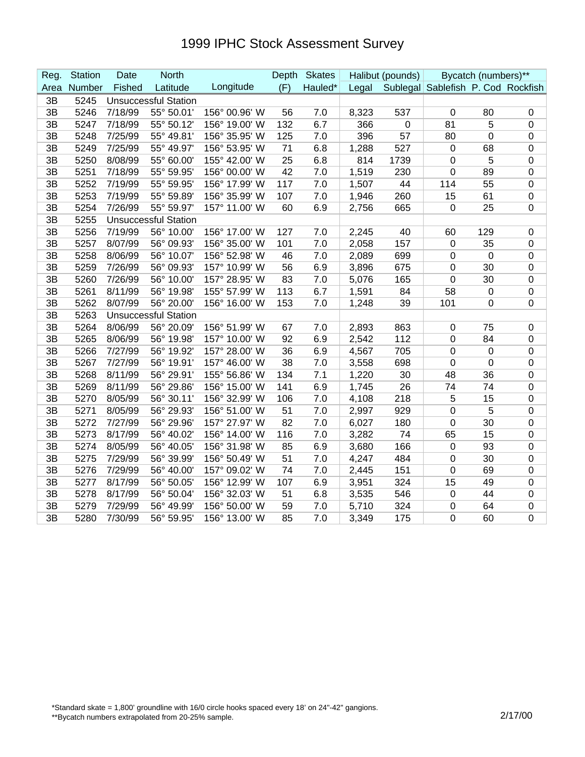# 1999 IPHC Stock Assessment Survey

| Reg. Area | Station Number | Date Fished | North Latitude | Longitude | Depth (F) | Skates Hauled* | Halibut (pounds) Legal | Sublegal | Bycatch (numbers)** Sablefish | P. Cod | Rockfish |
|---|---|---|---|---|---|---|---|---|---|---|---|
| 3B | 5245 | Unsuccessful Station | | | | | | | | | |
| 3B | 5246 | 7/18/99 | 55° 50.01' | 156° 00.96' W | 56 | 7.0 | 8,323 | 537 | 0 | 80 | 0 |
| 3B | 5247 | 7/18/99 | 55° 50.12' | 156° 19.00' W | 132 | 6.7 | 366 | 0 | 81 | 5 | 0 |
| 3B | 5248 | 7/25/99 | 55° 49.81' | 156° 35.95' W | 125 | 7.0 | 396 | 57 | 80 | 0 | 0 |
| 3B | 5249 | 7/25/99 | 55° 49.97' | 156° 53.95' W | 71 | 6.8 | 1,288 | 527 | 0 | 68 | 0 |
| 3B | 5250 | 8/08/99 | 55° 60.00' | 155° 42.00' W | 25 | 6.8 | 814 | 1739 | 0 | 5 | 0 |
| 3B | 5251 | 7/18/99 | 55° 59.95' | 156° 00.00' W | 42 | 7.0 | 1,519 | 230 | 0 | 89 | 0 |
| 3B | 5252 | 7/19/99 | 55° 59.95' | 156° 17.99' W | 117 | 7.0 | 1,507 | 44 | 114 | 55 | 0 |
| 3B | 5253 | 7/19/99 | 55° 59.89' | 156° 35.99' W | 107 | 7.0 | 1,946 | 260 | 15 | 61 | 0 |
| 3B | 5254 | 7/26/99 | 55° 59.97' | 157° 11.00' W | 60 | 6.9 | 2,756 | 665 | 0 | 25 | 0 |
| 3B | 5255 | Unsuccessful Station | | | | | | | | | |
| 3B | 5256 | 7/19/99 | 56° 10.00' | 156° 17.00' W | 127 | 7.0 | 2,245 | 40 | 60 | 129 | 0 |
| 3B | 5257 | 8/07/99 | 56° 09.93' | 156° 35.00' W | 101 | 7.0 | 2,058 | 157 | 0 | 35 | 0 |
| 3B | 5258 | 8/06/99 | 56° 10.07' | 156° 52.98' W | 46 | 7.0 | 2,089 | 699 | 0 | 0 | 0 |
| 3B | 5259 | 7/26/99 | 56° 09.93' | 157° 10.99' W | 56 | 6.9 | 3,896 | 675 | 0 | 30 | 0 |
| 3B | 5260 | 7/26/99 | 56° 10.00' | 157° 28.95' W | 83 | 7.0 | 5,076 | 165 | 0 | 30 | 0 |
| 3B | 5261 | 8/11/99 | 56° 19.98' | 155° 57.99' W | 113 | 6.7 | 1,591 | 84 | 58 | 0 | 0 |
| 3B | 5262 | 8/07/99 | 56° 20.00' | 156° 16.00' W | 153 | 7.0 | 1,248 | 39 | 101 | 0 | 0 |
| 3B | 5263 | Unsuccessful Station | | | | | | | | | |
| 3B | 5264 | 8/06/99 | 56° 20.09' | 156° 51.99' W | 67 | 7.0 | 2,893 | 863 | 0 | 75 | 0 |
| 3B | 5265 | 8/06/99 | 56° 19.98' | 157° 10.00' W | 92 | 6.9 | 2,542 | 112 | 0 | 84 | 0 |
| 3B | 5266 | 7/27/99 | 56° 19.92' | 157° 28.00' W | 36 | 6.9 | 4,567 | 705 | 0 | 0 | 0 |
| 3B | 5267 | 7/27/99 | 56° 19.91' | 157° 46.00' W | 38 | 7.0 | 3,558 | 698 | 0 | 0 | 0 |
| 3B | 5268 | 8/11/99 | 56° 29.91' | 155° 56.86' W | 134 | 7.1 | 1,220 | 30 | 48 | 36 | 0 |
| 3B | 5269 | 8/11/99 | 56° 29.86' | 156° 15.00' W | 141 | 6.9 | 1,745 | 26 | 74 | 74 | 0 |
| 3B | 5270 | 8/05/99 | 56° 30.11' | 156° 32.99' W | 106 | 7.0 | 4,108 | 218 | 5 | 15 | 0 |
| 3B | 5271 | 8/05/99 | 56° 29.93' | 156° 51.00' W | 51 | 7.0 | 2,997 | 929 | 0 | 5 | 0 |
| 3B | 5272 | 7/27/99 | 56° 29.96' | 157° 27.97' W | 82 | 7.0 | 6,027 | 180 | 0 | 30 | 0 |
| 3B | 5273 | 8/17/99 | 56° 40.02' | 156° 14.00' W | 116 | 7.0 | 3,282 | 74 | 65 | 15 | 0 |
| 3B | 5274 | 8/05/99 | 56° 40.05' | 156° 31.98' W | 85 | 6.9 | 3,680 | 166 | 0 | 93 | 0 |
| 3B | 5275 | 7/29/99 | 56° 39.99' | 156° 50.49' W | 51 | 7.0 | 4,247 | 484 | 0 | 30 | 0 |
| 3B | 5276 | 7/29/99 | 56° 40.00' | 157° 09.02' W | 74 | 7.0 | 2,445 | 151 | 0 | 69 | 0 |
| 3B | 5277 | 8/17/99 | 56° 50.05' | 156° 12.99' W | 107 | 6.9 | 3,951 | 324 | 15 | 49 | 0 |
| 3B | 5278 | 8/17/99 | 56° 50.04' | 156° 32.03' W | 51 | 6.8 | 3,535 | 546 | 0 | 44 | 0 |
| 3B | 5279 | 7/29/99 | 56° 49.99' | 156° 50.00' W | 59 | 7.0 | 5,710 | 324 | 0 | 64 | 0 |
| 3B | 5280 | 7/30/99 | 56° 59.95' | 156° 13.00' W | 85 | 7.0 | 3,349 | 175 | 0 | 60 | 0 |

*Standard skate = 1,800' groundline with 16/0 circle hooks spaced every 18' on 24"-42" gangions.
**Bycatch numbers extrapolated from 20-25% sample.

2/17/00